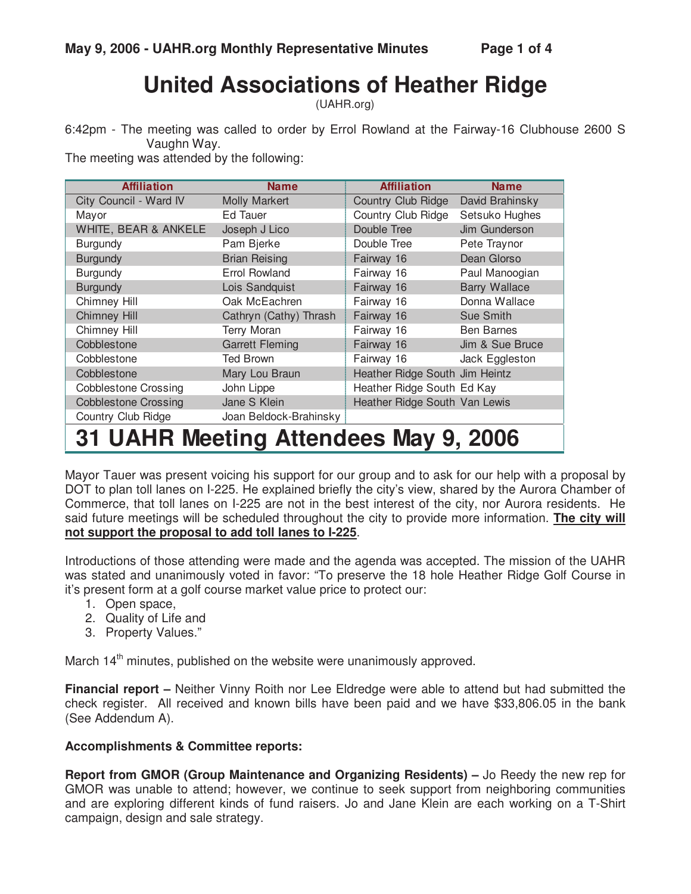# United Associations of Heather Ridge

(UAHR.org)

6:42pm - The meeting was called to order by Errol Rowland at the Fairway-16 Clubhouse 2600 S Vaughn Way.

The meeting was attended by the following:

| Affiliation | Name | Affiliation | Name |
|---|---|---|---|
| City Council - Ward IV | Molly Markert | Country Club Ridge | David Brahinsky |
| Mayor | Ed Tauer | Country Club Ridge | Setsuko Hughes |
| WHITE, BEAR & ANKELE | Joseph J Lico | Double Tree | Jim Gunderson |
| Burgundy | Pam Bjerke | Double Tree | Pete Traynor |
| Burgundy | Brian Reising | Fairway 16 | Dean Glorso |
| Burgundy | Errol Rowland | Fairway 16 | Paul Manoogian |
| Burgundy | Lois Sandquist | Fairway 16 | Barry Wallace |
| Chimney Hill | Oak McEachren | Fairway 16 | Donna Wallace |
| Chimney Hill | Cathryn (Cathy) Thrash | Fairway 16 | Sue Smith |
| Chimney Hill | Terry Moran | Fairway 16 | Ben Barnes |
| Cobblestone | Garrett Fleming | Fairway 16 | Jim & Sue Bruce |
| Cobblestone | Ted Brown | Fairway 16 | Jack Eggleston |
| Cobblestone | Mary Lou Braun | Heather Ridge South | Jim Heintz |
| Cobblestone Crossing | John Lippe | Heather Ridge South | Ed Kay |
| Cobblestone Crossing | Jane S Klein | Heather Ridge South | Van Lewis |
| Country Club Ridge | Joan Beldock-Brahinsky | | |

**31 UAHR Meeting Attendees May 9, 2006**

Mayor Tauer was present voicing his support for our group and to ask for our help with a proposal by DOT to plan toll lanes on I-225. He explained briefly the city's view, shared by the Aurora Chamber of Commerce, that toll lanes on I-225 are not in the best interest of the city, nor Aurora residents. He said future meetings will be scheduled throughout the city to provide more information. **<u>The city will not support the proposal to add toll lanes to I-225</u>**.

Introductions of those attending were made and the agenda was accepted. The mission of the UAHR was stated and unanimously voted in favor: "To preserve the 18 hole Heather Ridge Golf Course in it's present form at a golf course market value price to protect our:

1. Open space,
2. Quality of Life and
3. Property Values."

March 14th minutes, published on the website were unanimously approved.

**Financial report –** Neither Vinny Roith nor Lee Eldredge were able to attend but had submitted the check register. All received and known bills have been paid and we have $33,806.05 in the bank (See Addendum A).

**Accomplishments & Committee reports:**

**Report from GMOR (Group Maintenance and Organizing Residents) –** Jo Reedy the new rep for GMOR was unable to attend; however, we continue to seek support from neighboring communities and are exploring different kinds of fund raisers. Jo and Jane Klein are each working on a T-Shirt campaign, design and sale strategy.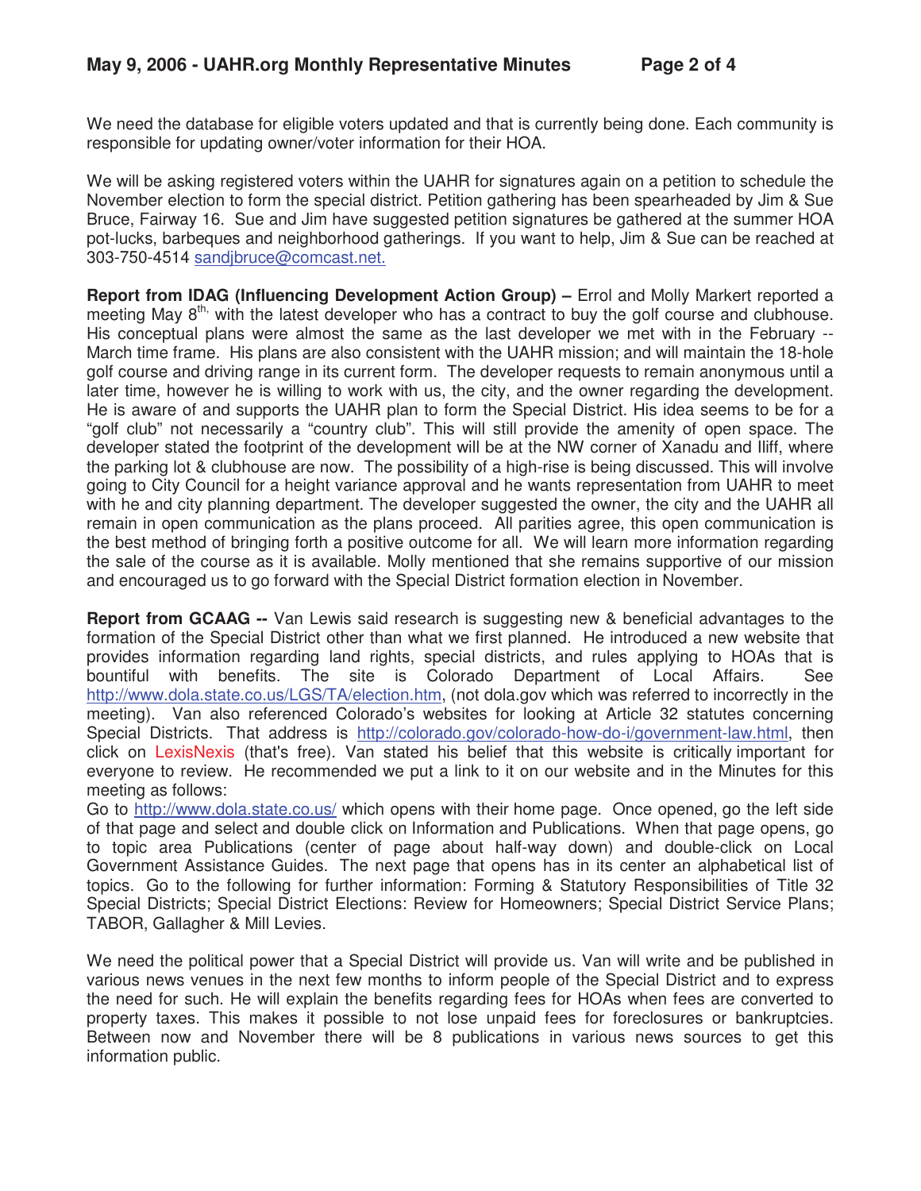We need the database for eligible voters updated and that is currently being done. Each community is responsible for updating owner/voter information for their HOA.

We will be asking registered voters within the UAHR for signatures again on a petition to schedule the November election to form the special district. Petition gathering has been spearheaded by Jim & Sue Bruce, Fairway 16. Sue and Jim have suggested petition signatures be gathered at the summer HOA pot-lucks, barbeques and neighborhood gatherings. If you want to help, Jim & Sue can be reached at 303-750-4514 sandjbruce@comcast.net.

**Report from IDAG (Influencing Development Action Group) –** Errol and Molly Markert reported a meeting May 8th, with the latest developer who has a contract to buy the golf course and clubhouse. His conceptual plans were almost the same as the last developer we met with in the February -- March time frame. His plans are also consistent with the UAHR mission; and will maintain the 18-hole golf course and driving range in its current form. The developer requests to remain anonymous until a later time, however he is willing to work with us, the city, and the owner regarding the development. He is aware of and supports the UAHR plan to form the Special District. His idea seems to be for a "golf club" not necessarily a "country club". This will still provide the amenity of open space. The developer stated the footprint of the development will be at the NW corner of Xanadu and Iliff, where the parking lot & clubhouse are now. The possibility of a high-rise is being discussed. This will involve going to City Council for a height variance approval and he wants representation from UAHR to meet with he and city planning department. The developer suggested the owner, the city and the UAHR all remain in open communication as the plans proceed. All parities agree, this open communication is the best method of bringing forth a positive outcome for all. We will learn more information regarding the sale of the course as it is available. Molly mentioned that she remains supportive of our mission and encouraged us to go forward with the Special District formation election in November.

**Report from GCAAG --** Van Lewis said research is suggesting new & beneficial advantages to the formation of the Special District other than what we first planned. He introduced a new website that provides information regarding land rights, special districts, and rules applying to HOAs that is bountiful with benefits. The site is Colorado Department of Local Affairs. See http://www.dola.state.co.us/LGS/TA/election.htm, (not dola.gov which was referred to incorrectly in the meeting). Van also referenced Colorado's websites for looking at Article 32 statutes concerning Special Districts. That address is http://colorado.gov/colorado-how-do-i/government-law.html, then click on LexisNexis (that's free). Van stated his belief that this website is critically important for everyone to review. He recommended we put a link to it on our website and in the Minutes for this meeting as follows:

Go to http://www.dola.state.co.us/ which opens with their home page. Once opened, go the left side of that page and select and double click on Information and Publications. When that page opens, go to topic area Publications (center of page about half-way down) and double-click on Local Government Assistance Guides. The next page that opens has in its center an alphabetical list of topics. Go to the following for further information: Forming & Statutory Responsibilities of Title 32 Special Districts; Special District Elections: Review for Homeowners; Special District Service Plans; TABOR, Gallagher & Mill Levies.

We need the political power that a Special District will provide us. Van will write and be published in various news venues in the next few months to inform people of the Special District and to express the need for such. He will explain the benefits regarding fees for HOAs when fees are converted to property taxes. This makes it possible to not lose unpaid fees for foreclosures or bankruptcies. Between now and November there will be 8 publications in various news sources to get this information public.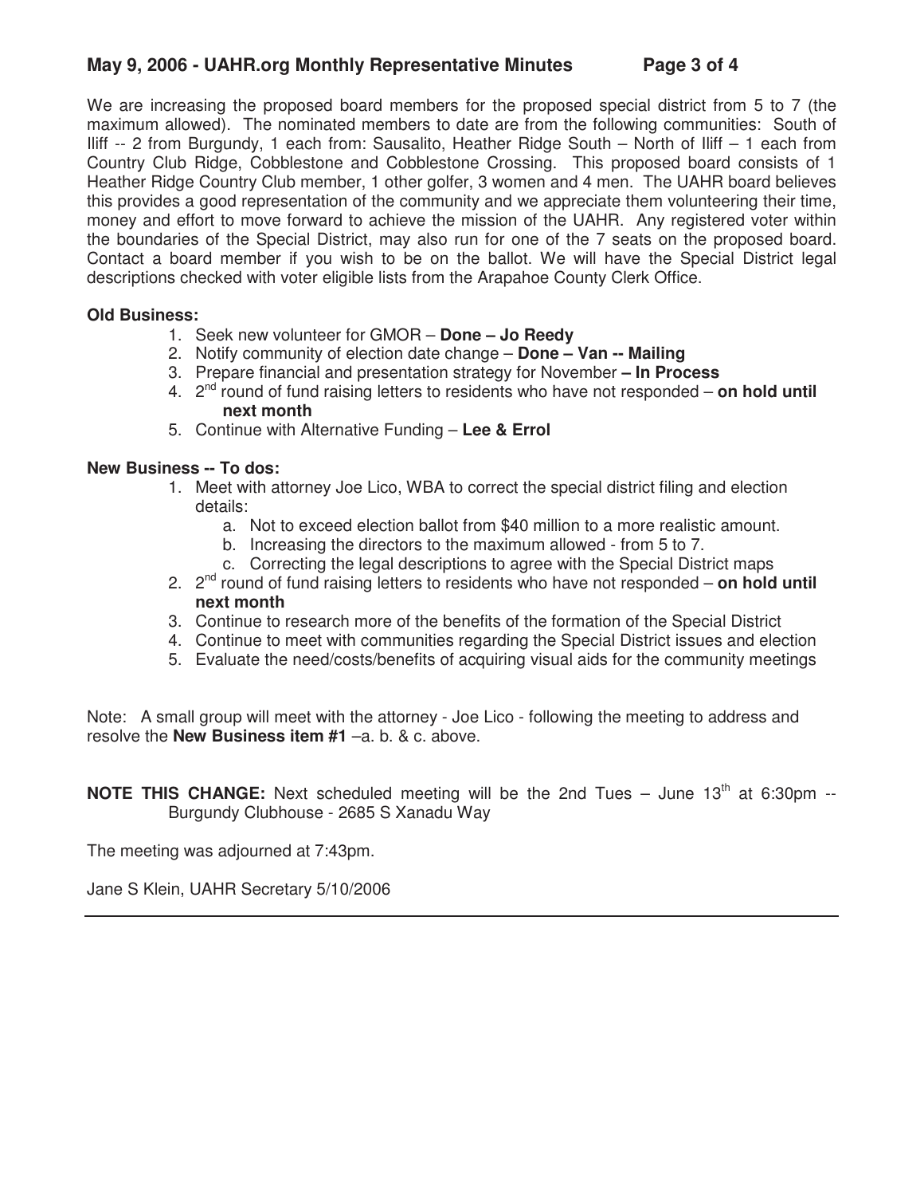We are increasing the proposed board members for the proposed special district from 5 to 7 (the maximum allowed). The nominated members to date are from the following communities: South of Iliff -- 2 from Burgundy, 1 each from: Sausalito, Heather Ridge South – North of Iliff – 1 each from Country Club Ridge, Cobblestone and Cobblestone Crossing. This proposed board consists of 1 Heather Ridge Country Club member, 1 other golfer, 3 women and 4 men. The UAHR board believes this provides a good representation of the community and we appreciate them volunteering their time, money and effort to move forward to achieve the mission of the UAHR. Any registered voter within the boundaries of the Special District, may also run for one of the 7 seats on the proposed board. Contact a board member if you wish to be on the ballot. We will have the Special District legal descriptions checked with voter eligible lists from the Arapahoe County Clerk Office.

**Old Business:**

1. Seek new volunteer for GMOR – **Done – Jo Reedy**
2. Notify community of election date change – **Done – Van -- Mailing**
3. Prepare financial and presentation strategy for November **– In Process**
4. 2nd round of fund raising letters to residents who have not responded – **on hold until next month**
5. Continue with Alternative Funding – **Lee & Errol**

**New Business -- To dos:**

1. Meet with attorney Joe Lico, WBA to correct the special district filing and election details:
   a. Not to exceed election ballot from $40 million to a more realistic amount.
   b. Increasing the directors to the maximum allowed - from 5 to 7.
   c. Correcting the legal descriptions to agree with the Special District maps
2. 2nd round of fund raising letters to residents who have not responded – **on hold until next month**
3. Continue to research more of the benefits of the formation of the Special District
4. Continue to meet with communities regarding the Special District issues and election
5. Evaluate the need/costs/benefits of acquiring visual aids for the community meetings

Note: A small group will meet with the attorney - Joe Lico - following the meeting to address and resolve the **New Business item #1** –a. b. & c. above.

**NOTE THIS CHANGE:** Next scheduled meeting will be the 2nd Tues – June 13th at 6:30pm -- Burgundy Clubhouse - 2685 S Xanadu Way

The meeting was adjourned at 7:43pm.

Jane S Klein, UAHR Secretary 5/10/2006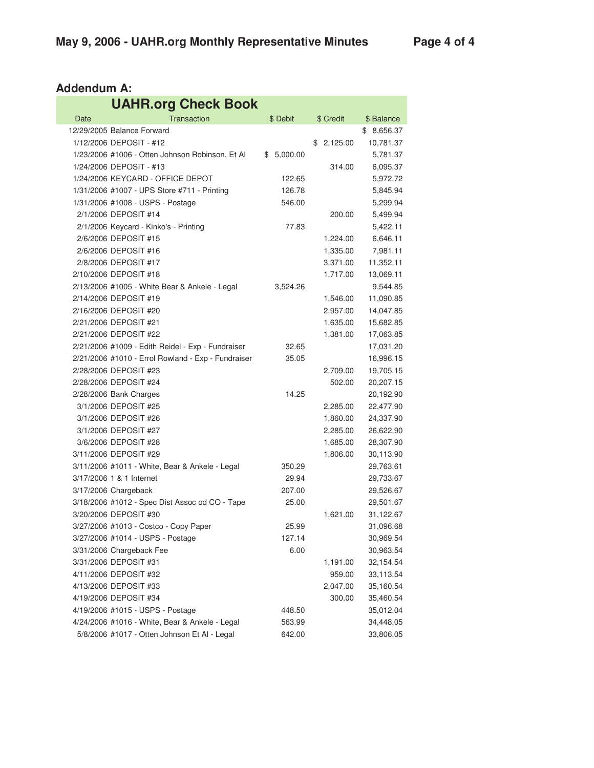## Addendum A:

### UAHR.org Check Book

| Date | Transaction | $ Debit | $ Credit | $ Balance |
|---|---|---|---|---|
| 12/29/2005 | Balance Forward | | | $ 8,656.37 |
| 1/12/2006 | DEPOSIT - #12 | | $ 2,125.00 | 10,781.37 |
| 1/23/2006 | #1006 - Otten Johnson Robinson, Et Al | $ 5,000.00 | | 5,781.37 |
| 1/24/2006 | DEPOSIT - #13 | | 314.00 | 6,095.37 |
| 1/24/2006 | KEYCARD - OFFICE DEPOT | 122.65 | | 5,972.72 |
| 1/31/2006 | #1007 - UPS Store #711 - Printing | 126.78 | | 5,845.94 |
| 1/31/2006 | #1008 - USPS - Postage | 546.00 | | 5,299.94 |
| 2/1/2006 | DEPOSIT #14 | | 200.00 | 5,499.94 |
| 2/1/2006 | Keycard - Kinko's - Printing | 77.83 | | 5,422.11 |
| 2/6/2006 | DEPOSIT #15 | | 1,224.00 | 6,646.11 |
| 2/6/2006 | DEPOSIT #16 | | 1,335.00 | 7,981.11 |
| 2/8/2006 | DEPOSIT #17 | | 3,371.00 | 11,352.11 |
| 2/10/2006 | DEPOSIT #18 | | 1,717.00 | 13,069.11 |
| 2/13/2006 | #1005 - White Bear & Ankele - Legal | 3,524.26 | | 9,544.85 |
| 2/14/2006 | DEPOSIT #19 | | 1,546.00 | 11,090.85 |
| 2/16/2006 | DEPOSIT #20 | | 2,957.00 | 14,047.85 |
| 2/21/2006 | DEPOSIT #21 | | 1,635.00 | 15,682.85 |
| 2/21/2006 | DEPOSIT #22 | | 1,381.00 | 17,063.85 |
| 2/21/2006 | #1009 - Edith Reidel - Exp - Fundraiser | 32.65 | | 17,031.20 |
| 2/21/2006 | #1010 - Errol Rowland - Exp - Fundraiser | 35.05 | | 16,996.15 |
| 2/28/2006 | DEPOSIT #23 | | 2,709.00 | 19,705.15 |
| 2/28/2006 | DEPOSIT #24 | | 502.00 | 20,207.15 |
| 2/28/2006 | Bank Charges | 14.25 | | 20,192.90 |
| 3/1/2006 | DEPOSIT #25 | | 2,285.00 | 22,477.90 |
| 3/1/2006 | DEPOSIT #26 | | 1,860.00 | 24,337.90 |
| 3/1/2006 | DEPOSIT #27 | | 2,285.00 | 26,622.90 |
| 3/6/2006 | DEPOSIT #28 | | 1,685.00 | 28,307.90 |
| 3/11/2006 | DEPOSIT #29 | | 1,806.00 | 30,113.90 |
| 3/11/2006 | #1011 - White, Bear & Ankele - Legal | 350.29 | | 29,763.61 |
| 3/17/2006 | 1 & 1 Internet | 29.94 | | 29,733.67 |
| 3/17/2006 | Chargeback | 207.00 | | 29,526.67 |
| 3/18/2006 | #1012 - Spec Dist Assoc od CO - Tape | 25.00 | | 29,501.67 |
| 3/20/2006 | DEPOSIT #30 | | 1,621.00 | 31,122.67 |
| 3/27/2006 | #1013 - Costco - Copy Paper | 25.99 | | 31,096.68 |
| 3/27/2006 | #1014 - USPS - Postage | 127.14 | | 30,969.54 |
| 3/31/2006 | Chargeback Fee | 6.00 | | 30,963.54 |
| 3/31/2006 | DEPOSIT #31 | | 1,191.00 | 32,154.54 |
| 4/11/2006 | DEPOSIT #32 | | 959.00 | 33,113.54 |
| 4/13/2006 | DEPOSIT #33 | | 2,047.00 | 35,160.54 |
| 4/19/2006 | DEPOSIT #34 | | 300.00 | 35,460.54 |
| 4/19/2006 | #1015 - USPS - Postage | 448.50 | | 35,012.04 |
| 4/24/2006 | #1016 - White, Bear & Ankele - Legal | 563.99 | | 34,448.05 |
| 5/8/2006 | #1017 - Otten Johnson Et Al - Legal | 642.00 | | 33,806.05 |